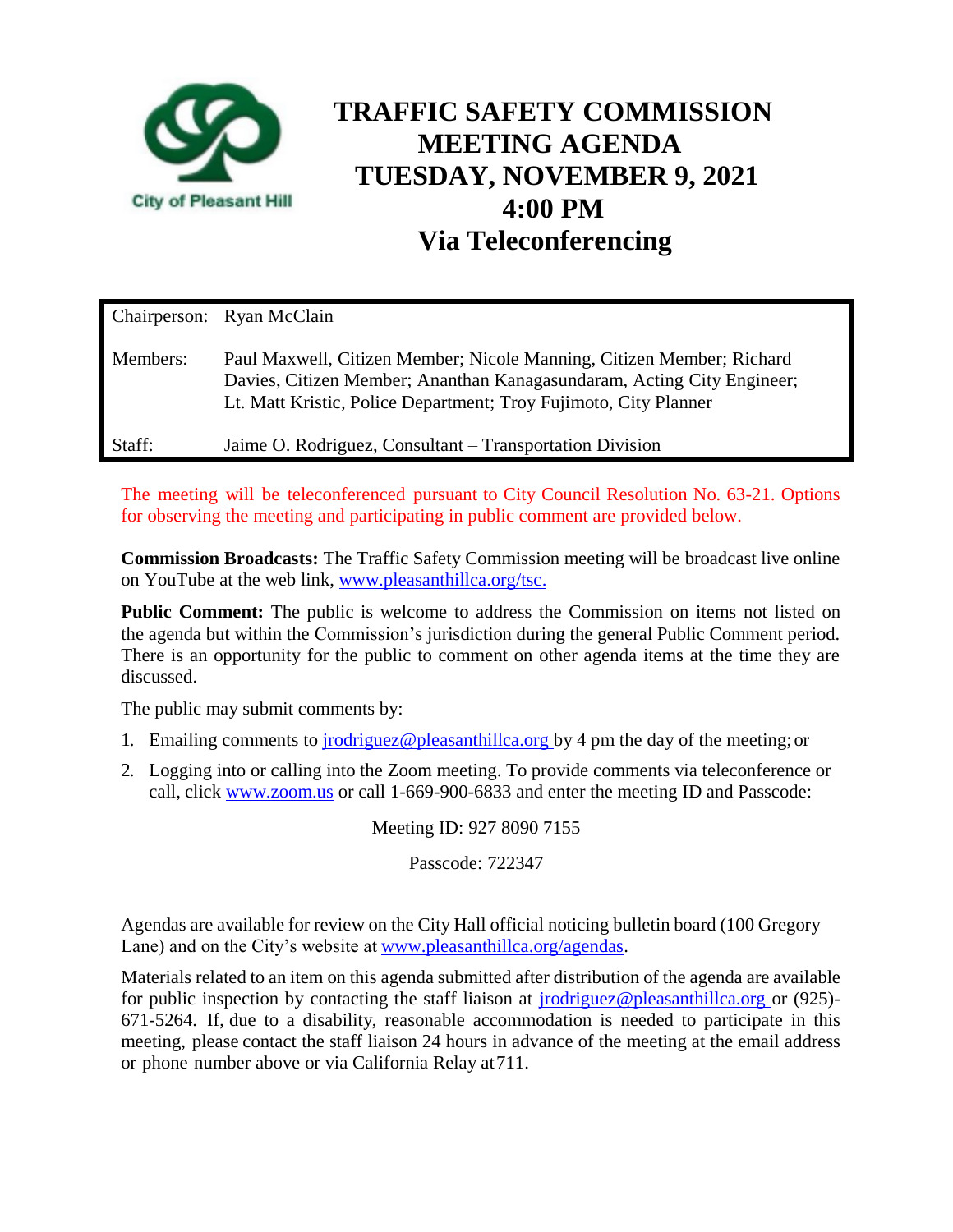City of Pleasant Hill

# TRAFFIC SAFETY COMMISSION MEETING AGENDA TUESDAY, NOVEMBER 9, 2021 4:00 PM Via Teleconferencing

| | |
|---|---|
| Chairperson: | Ryan McClain |
| Members: | Paul Maxwell, Citizen Member; Nicole Manning, Citizen Member; Richard Davies, Citizen Member; Ananthan Kanagasundaram, Acting City Engineer; Lt. Matt Kristic, Police Department; Troy Fujimoto, City Planner |
| Staff: | Jaime O. Rodriguez, Consultant – Transportation Division |

The meeting will be teleconferenced pursuant to City Council Resolution No. 63-21. Options for observing the meeting and participating in public comment are provided below.

**Commission Broadcasts:** The Traffic Safety Commission meeting will be broadcast live online on YouTube at the web link, www.pleasanthillca.org/tsc.

**Public Comment:** The public is welcome to address the Commission on items not listed on the agenda but within the Commission's jurisdiction during the general Public Comment period. There is an opportunity for the public to comment on other agenda items at the time they are discussed.

The public may submit comments by:

1. Emailing comments to jrodriguez@pleasanthillca.org by 4 pm the day of the meeting; or
2. Logging into or calling into the Zoom meeting. To provide comments via teleconference or call, click www.zoom.us or call 1-669-900-6833 and enter the meeting ID and Passcode:

Meeting ID: 927 8090 7155

Passcode: 722347

Agendas are available for review on the City Hall official noticing bulletin board (100 Gregory Lane) and on the City's website at www.pleasanthillca.org/agendas.

Materials related to an item on this agenda submitted after distribution of the agenda are available for public inspection by contacting the staff liaison at jrodriguez@pleasanthillca.org or (925)-671-5264. If, due to a disability, reasonable accommodation is needed to participate in this meeting, please contact the staff liaison 24 hours in advance of the meeting at the email address or phone number above or via California Relay at 711.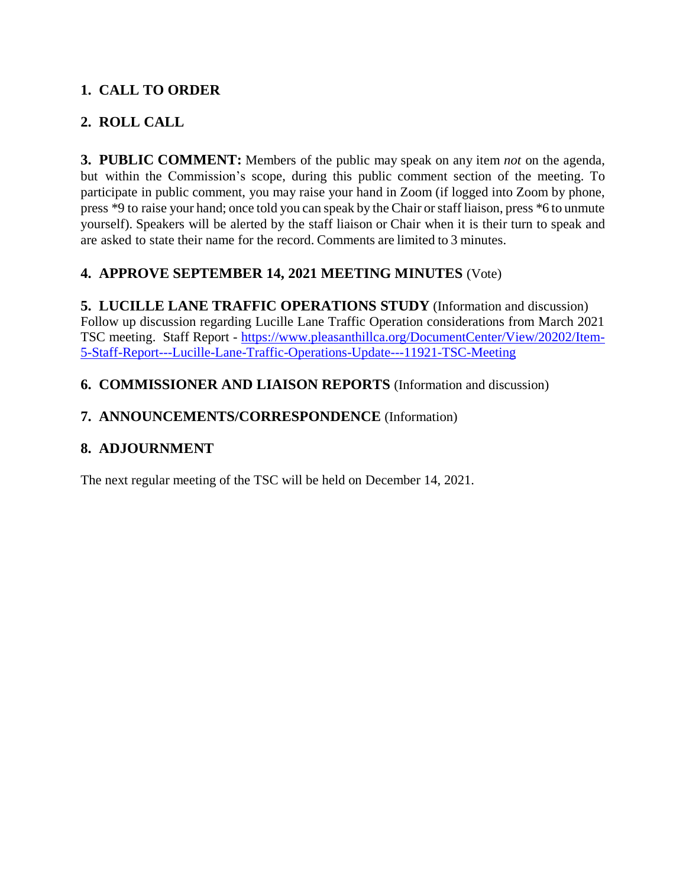**1. CALL TO ORDER**

**2. ROLL CALL**

**3. PUBLIC COMMENT:** Members of the public may speak on any item *not* on the agenda, but within the Commission's scope, during this public comment section of the meeting. To participate in public comment, you may raise your hand in Zoom (if logged into Zoom by phone, press *9 to raise your hand; once told you can speak by the Chair or staff liaison, press *6 to unmute yourself). Speakers will be alerted by the staff liaison or Chair when it is their turn to speak and are asked to state their name for the record. Comments are limited to 3 minutes.

**4. APPROVE SEPTEMBER 14, 2021 MEETING MINUTES** (Vote)

**5. LUCILLE LANE TRAFFIC OPERATIONS STUDY** (Information and discussion)
Follow up discussion regarding Lucille Lane Traffic Operation considerations from March 2021 TSC meeting. Staff Report - [https://www.pleasanthillca.org/DocumentCenter/View/20202/Item-5-Staff-Report---Lucille-Lane-Traffic-Operations-Update---11921-TSC-Meeting](https://www.pleasanthillca.org/DocumentCenter/View/20202/Item-5-Staff-Report---Lucille-Lane-Traffic-Operations-Update---11921-TSC-Meeting)

**6. COMMISSIONER AND LIAISON REPORTS** (Information and discussion)

**7. ANNOUNCEMENTS/CORRESPONDENCE** (Information)

**8. ADJOURNMENT**

The next regular meeting of the TSC will be held on December 14, 2021.